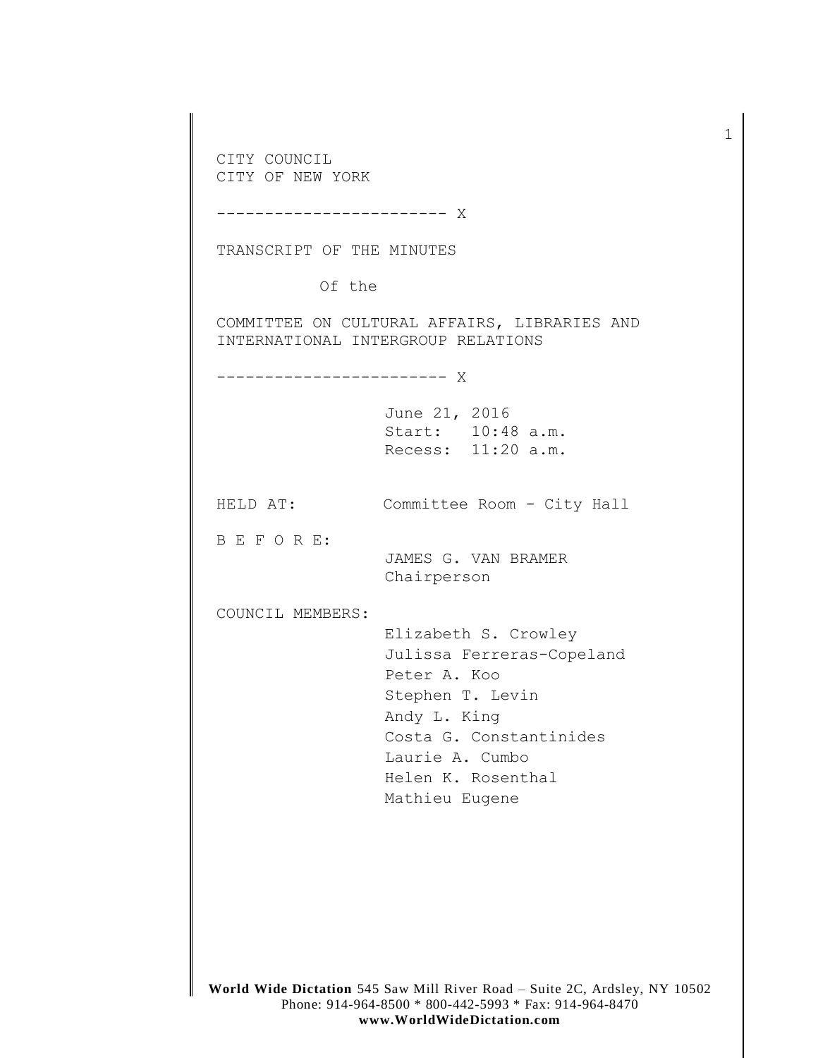CITY COUNCIL
CITY OF NEW YORK

------------------------ X

TRANSCRIPT OF THE MINUTES

Of the

COMMITTEE ON CULTURAL AFFAIRS, LIBRARIES AND INTERNATIONAL INTERGROUP RELATIONS

------------------------ X

June 21, 2016
Start: 10:48 a.m.
Recess: 11:20 a.m.

HELD AT: Committee Room - City Hall

B E F O R E:

JAMES G. VAN BRAMER
Chairperson

COUNCIL MEMBERS:

Elizabeth S. Crowley
Julissa Ferreras-Copeland
Peter A. Koo
Stephen T. Levin
Andy L. King
Costa G. Constantinides
Laurie A. Cumbo
Helen K. Rosenthal
Mathieu Eugene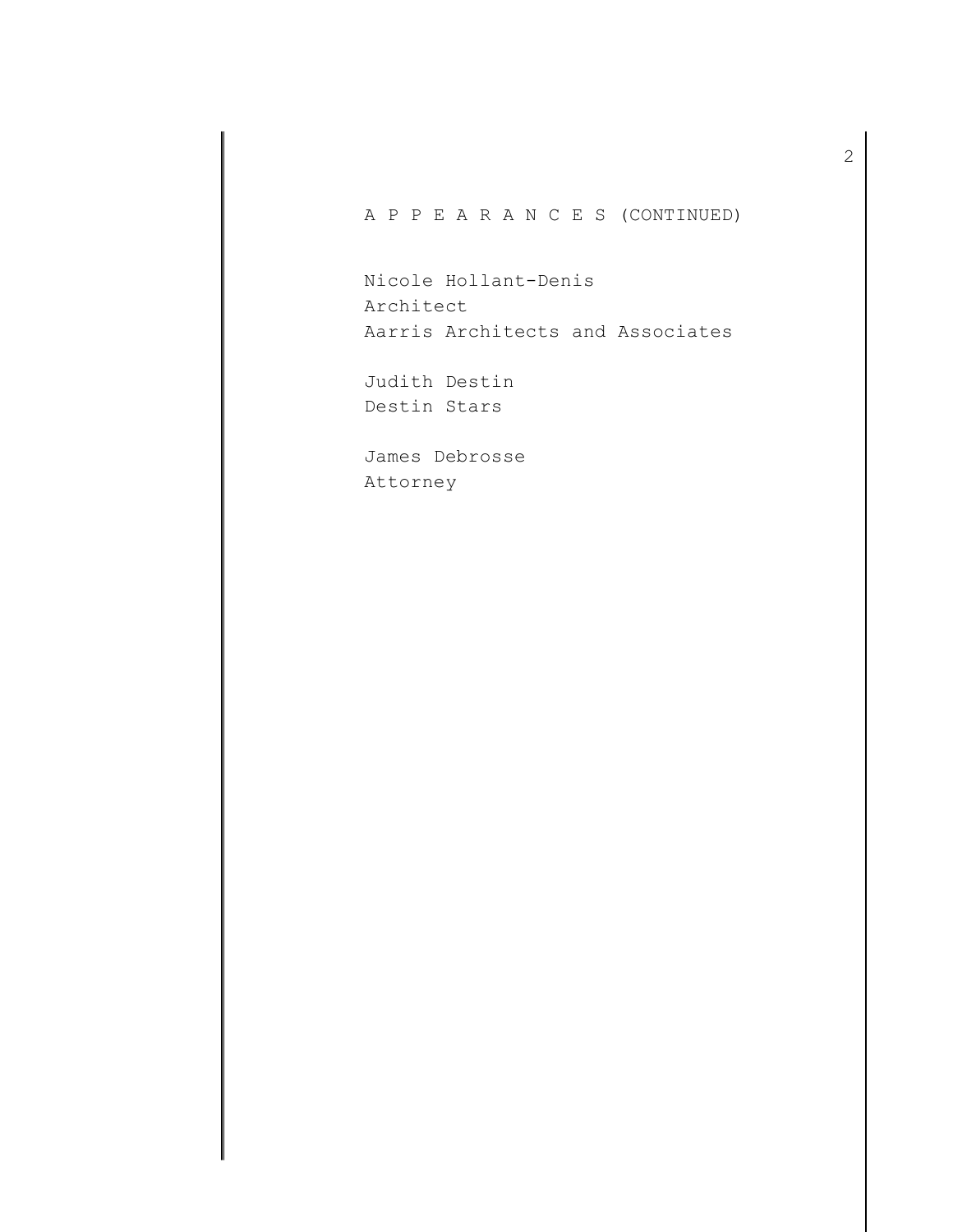A P P E A R A N C E S (CONTINUED)

Nicole Hollant-Denis
Architect
Aarris Architects and Associates

Judith Destin
Destin Stars

James Debrosse
Attorney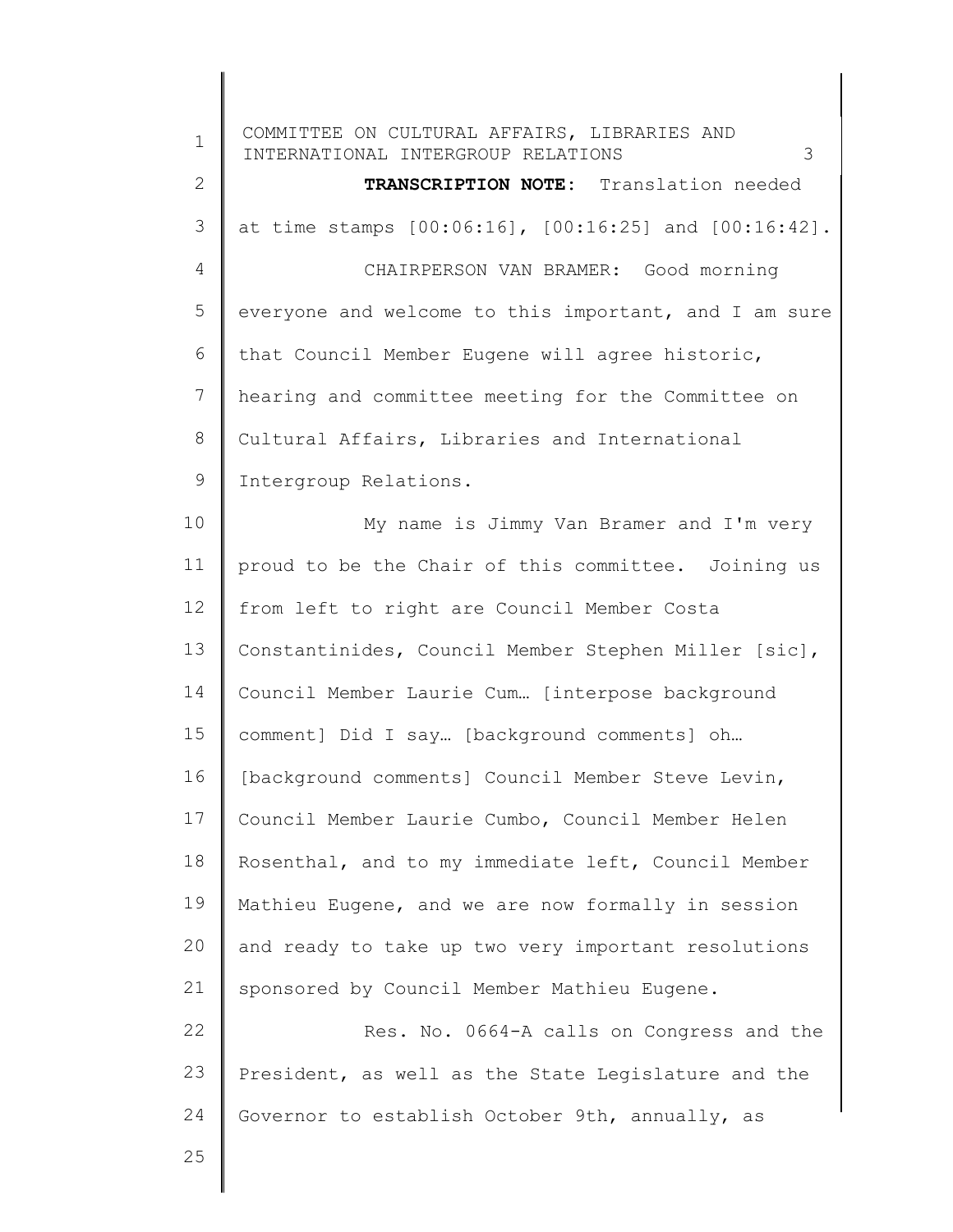**TRANSCRIPTION NOTE:** Translation needed at time stamps [00:06:16], [00:16:25] and [00:16:42].

CHAIRPERSON VAN BRAMER: Good morning everyone and welcome to this important, and I am sure that Council Member Eugene will agree historic, hearing and committee meeting for the Committee on Cultural Affairs, Libraries and International Intergroup Relations.

My name is Jimmy Van Bramer and I'm very proud to be the Chair of this committee. Joining us from left to right are Council Member Costa Constantinides, Council Member Stephen Miller [sic], Council Member Laurie Cum… [interpose background comment] Did I say… [background comments] oh… [background comments] Council Member Steve Levin, Council Member Laurie Cumbo, Council Member Helen Rosenthal, and to my immediate left, Council Member Mathieu Eugene, and we are now formally in session and ready to take up two very important resolutions sponsored by Council Member Mathieu Eugene.

Res. No. 0664-A calls on Congress and the President, as well as the State Legislature and the Governor to establish October 9th, annually, as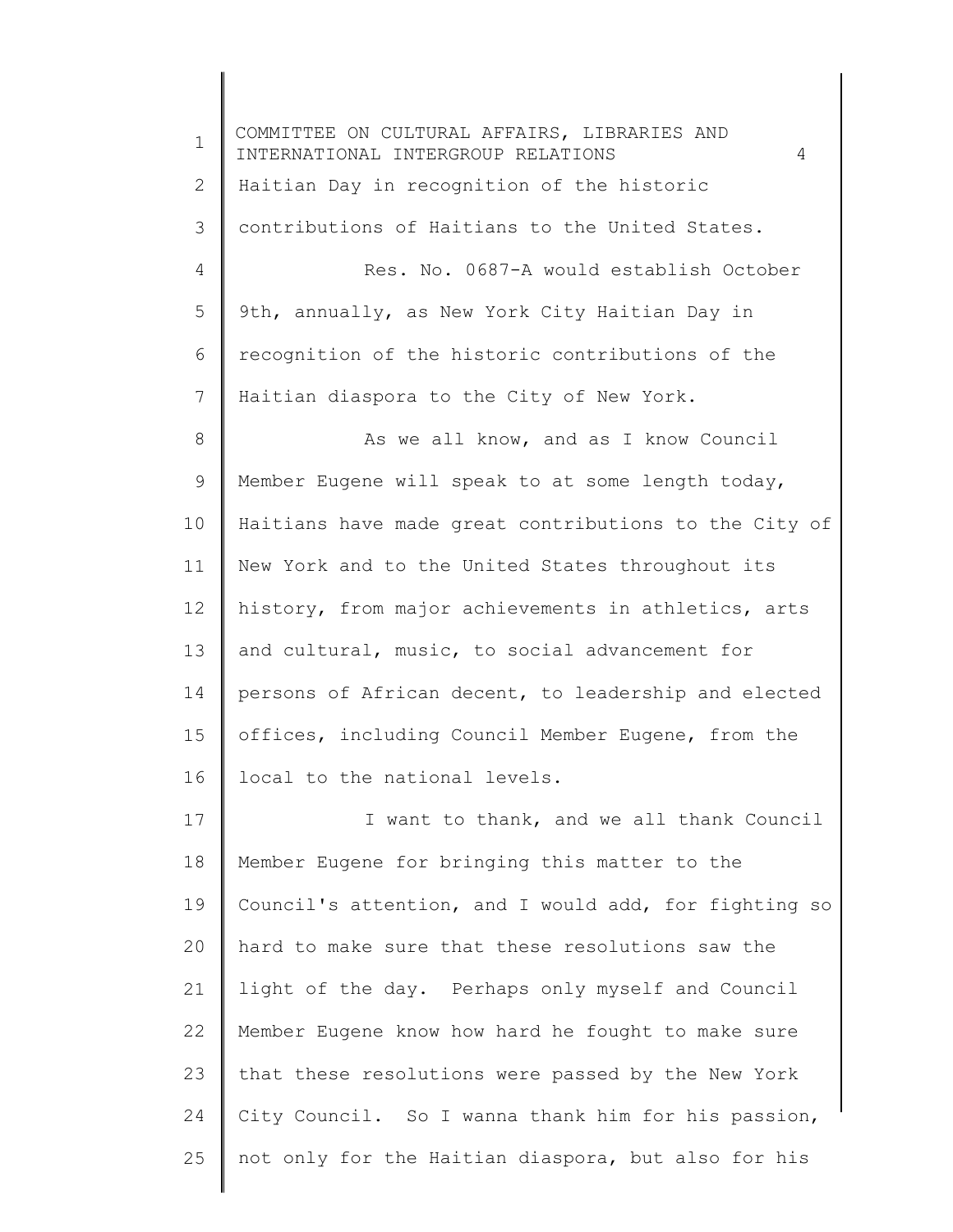Haitian Day in recognition of the historic contributions of Haitians to the United States.

Res. No. 0687-A would establish October 9th, annually, as New York City Haitian Day in recognition of the historic contributions of the Haitian diaspora to the City of New York.

As we all know, and as I know Council Member Eugene will speak to at some length today, Haitians have made great contributions to the City of New York and to the United States throughout its history, from major achievements in athletics, arts and cultural, music, to social advancement for persons of African decent, to leadership and elected offices, including Council Member Eugene, from the local to the national levels.

I want to thank, and we all thank Council Member Eugene for bringing this matter to the Council's attention, and I would add, for fighting so hard to make sure that these resolutions saw the light of the day. Perhaps only myself and Council Member Eugene know how hard he fought to make sure that these resolutions were passed by the New York City Council. So I wanna thank him for his passion, not only for the Haitian diaspora, but also for his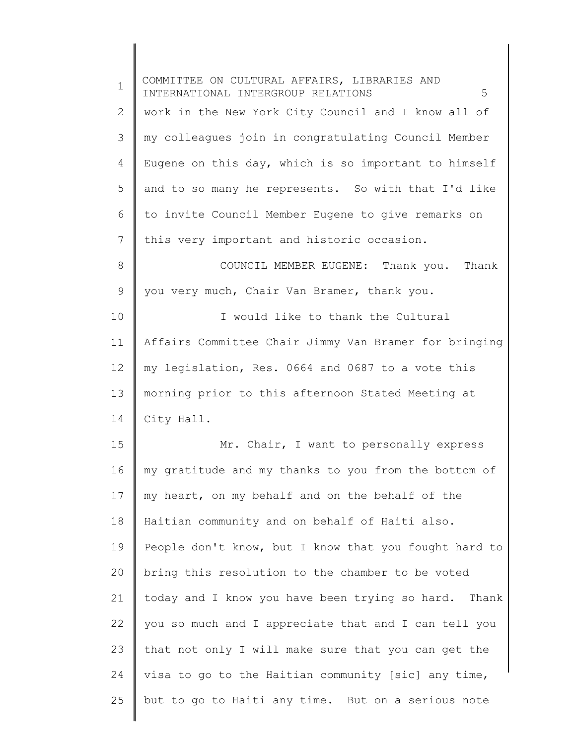work in the New York City Council and I know all of my colleagues join in congratulating Council Member Eugene on this day, which is so important to himself and to so many he represents. So with that I'd like to invite Council Member Eugene to give remarks on this very important and historic occasion.

COUNCIL MEMBER EUGENE: Thank you. Thank you very much, Chair Van Bramer, thank you.

I would like to thank the Cultural Affairs Committee Chair Jimmy Van Bramer for bringing my legislation, Res. 0664 and 0687 to a vote this morning prior to this afternoon Stated Meeting at City Hall.

Mr. Chair, I want to personally express my gratitude and my thanks to you from the bottom of my heart, on my behalf and on the behalf of the Haitian community and on behalf of Haiti also. People don't know, but I know that you fought hard to bring this resolution to the chamber to be voted today and I know you have been trying so hard. Thank you so much and I appreciate that and I can tell you that not only I will make sure that you can get the visa to go to the Haitian community [sic] any time, but to go to Haiti any time. But on a serious note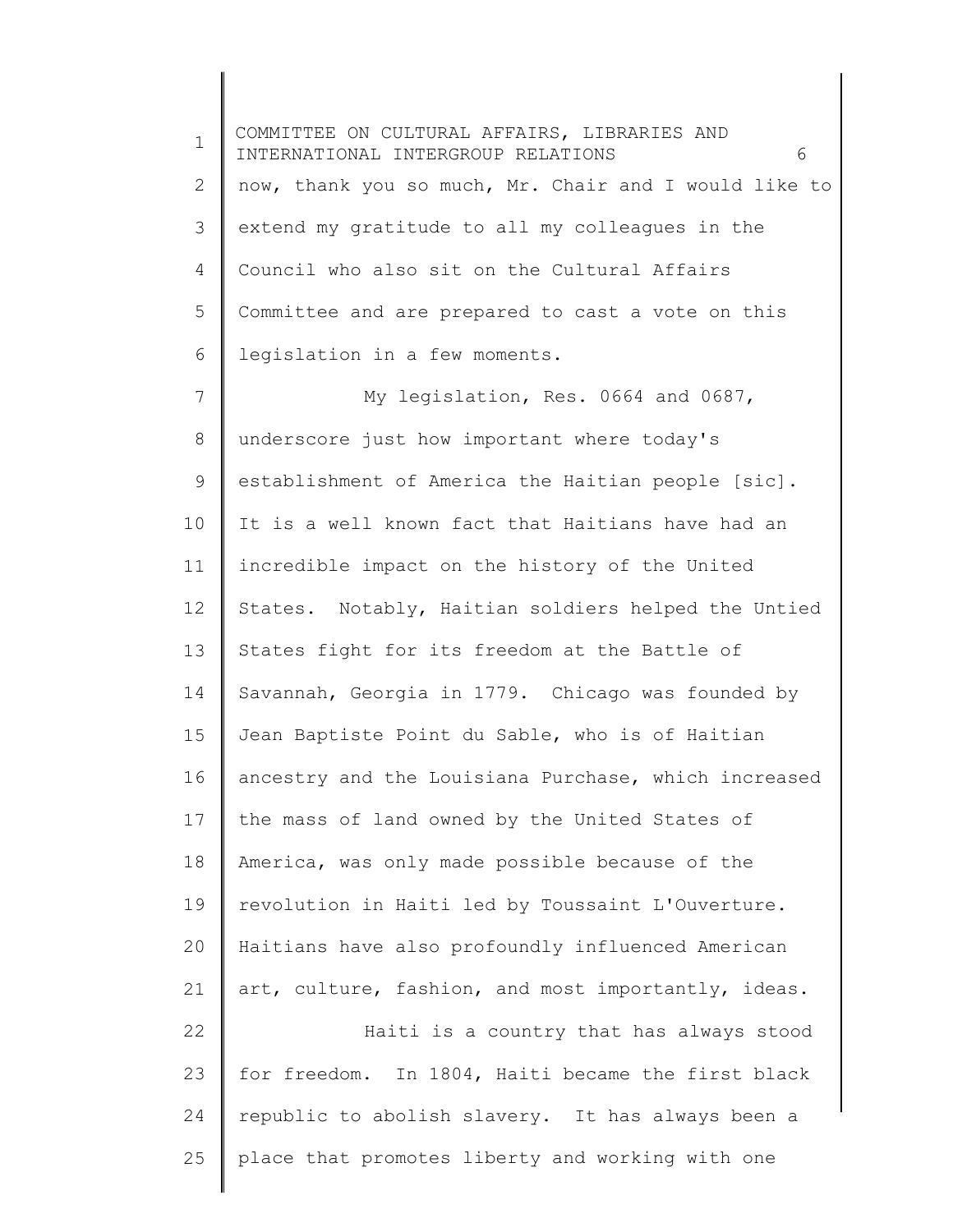now, thank you so much, Mr. Chair and I would like to extend my gratitude to all my colleagues in the Council who also sit on the Cultural Affairs Committee and are prepared to cast a vote on this legislation in a few moments.

My legislation, Res. 0664 and 0687, underscore just how important where today's establishment of America the Haitian people [sic]. It is a well known fact that Haitians have had an incredible impact on the history of the United States. Notably, Haitian soldiers helped the Untied States fight for its freedom at the Battle of Savannah, Georgia in 1779. Chicago was founded by Jean Baptiste Point du Sable, who is of Haitian ancestry and the Louisiana Purchase, which increased the mass of land owned by the United States of America, was only made possible because of the revolution in Haiti led by Toussaint L'Ouverture. Haitians have also profoundly influenced American art, culture, fashion, and most importantly, ideas.

Haiti is a country that has always stood for freedom. In 1804, Haiti became the first black republic to abolish slavery. It has always been a place that promotes liberty and working with one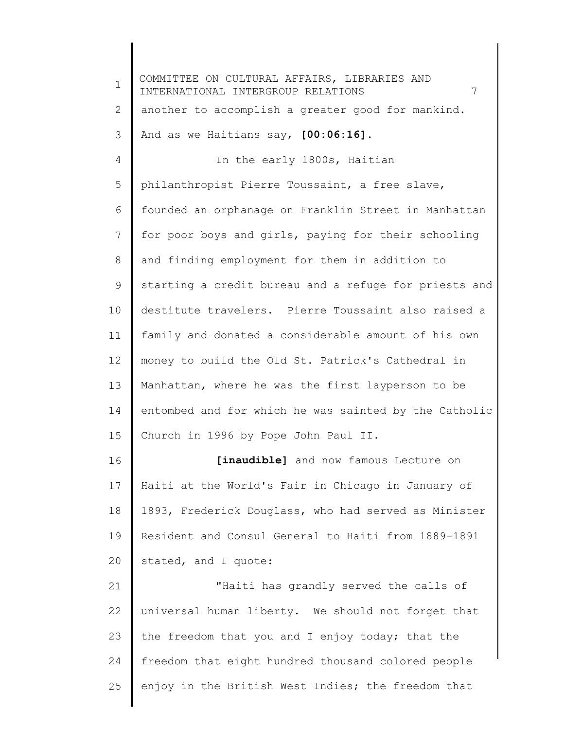another to accomplish a greater good for mankind. And as we Haitians say, **[00:06:16]**.

In the early 1800s, Haitian philanthropist Pierre Toussaint, a free slave, founded an orphanage on Franklin Street in Manhattan for poor boys and girls, paying for their schooling and finding employment for them in addition to starting a credit bureau and a refuge for priests and destitute travelers. Pierre Toussaint also raised a family and donated a considerable amount of his own money to build the Old St. Patrick's Cathedral in Manhattan, where he was the first layperson to be entombed and for which he was sainted by the Catholic Church in 1996 by Pope John Paul II.

**[inaudible]** and now famous Lecture on Haiti at the World's Fair in Chicago in January of 1893, Frederick Douglass, who had served as Minister Resident and Consul General to Haiti from 1889-1891 stated, and I quote:

"Haiti has grandly served the calls of universal human liberty. We should not forget that the freedom that you and I enjoy today; that the freedom that eight hundred thousand colored people enjoy in the British West Indies; the freedom that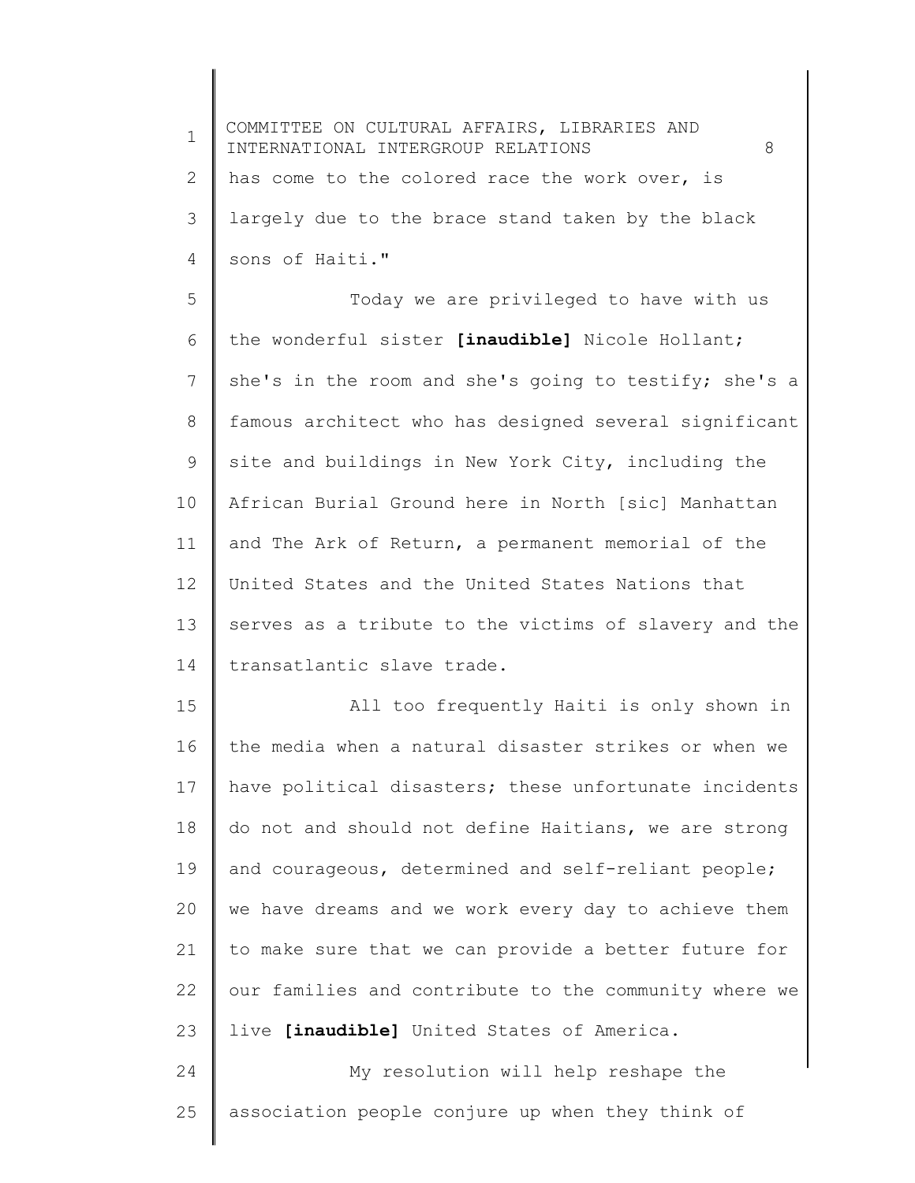has come to the colored race the work over, is largely due to the brace stand taken by the black sons of Haiti."

Today we are privileged to have with us the wonderful sister **[inaudible]** Nicole Hollant; she's in the room and she's going to testify; she's a famous architect who has designed several significant site and buildings in New York City, including the African Burial Ground here in North [sic] Manhattan and The Ark of Return, a permanent memorial of the United States and the United States Nations that serves as a tribute to the victims of slavery and the transatlantic slave trade.

All too frequently Haiti is only shown in the media when a natural disaster strikes or when we have political disasters; these unfortunate incidents do not and should not define Haitians, we are strong and courageous, determined and self-reliant people; we have dreams and we work every day to achieve them to make sure that we can provide a better future for our families and contribute to the community where we live **[inaudible]** United States of America.

My resolution will help reshape the association people conjure up when they think of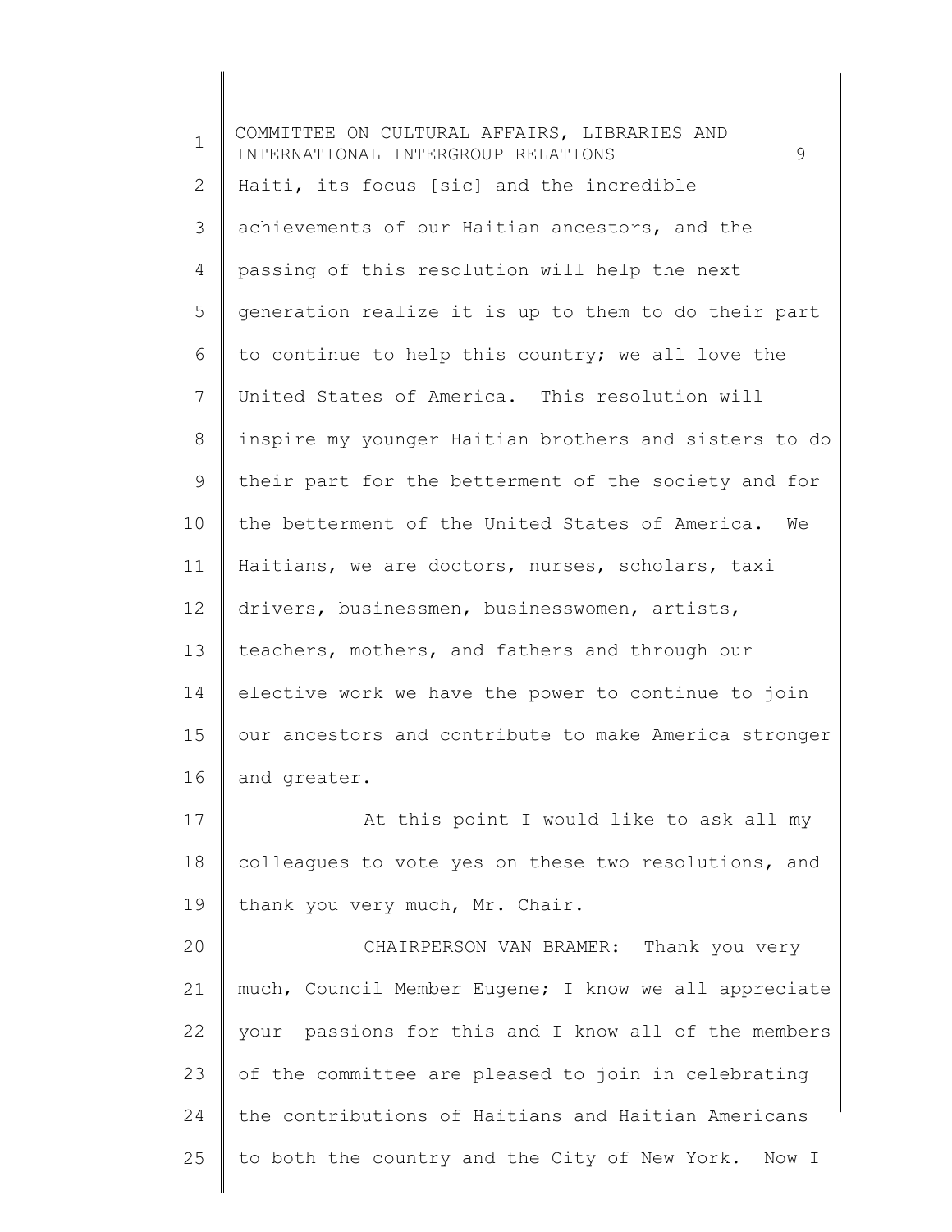Haiti, its focus [sic] and the incredible achievements of our Haitian ancestors, and the passing of this resolution will help the next generation realize it is up to them to do their part to continue to help this country; we all love the United States of America. This resolution will inspire my younger Haitian brothers and sisters to do their part for the betterment of the society and for the betterment of the United States of America. We Haitians, we are doctors, nurses, scholars, taxi drivers, businessmen, businesswomen, artists, teachers, mothers, and fathers and through our elective work we have the power to continue to join our ancestors and contribute to make America stronger and greater.

At this point I would like to ask all my colleagues to vote yes on these two resolutions, and thank you very much, Mr. Chair.

CHAIRPERSON VAN BRAMER: Thank you very much, Council Member Eugene; I know we all appreciate your passions for this and I know all of the members of the committee are pleased to join in celebrating the contributions of Haitians and Haitian Americans to both the country and the City of New York. Now I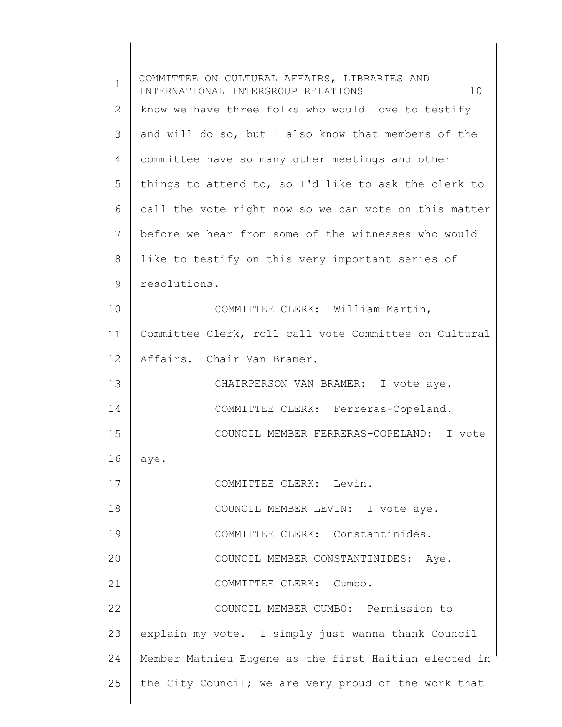know we have three folks who would love to testify and will do so, but I also know that members of the committee have so many other meetings and other things to attend to, so I'd like to ask the clerk to call the vote right now so we can vote on this matter before we hear from some of the witnesses who would like to testify on this very important series of resolutions.

COMMITTEE CLERK: William Martin, Committee Clerk, roll call vote Committee on Cultural Affairs. Chair Van Bramer.

CHAIRPERSON VAN BRAMER: I vote aye.

COMMITTEE CLERK: Ferreras-Copeland.

COUNCIL MEMBER FERRERAS-COPELAND: I vote aye.

COMMITTEE CLERK: Levin.

COUNCIL MEMBER LEVIN: I vote aye.

COMMITTEE CLERK: Constantinides.

COUNCIL MEMBER CONSTANTINIDES: Aye.

COMMITTEE CLERK: Cumbo.

COUNCIL MEMBER CUMBO: Permission to explain my vote. I simply just wanna thank Council Member Mathieu Eugene as the first Haitian elected in the City Council; we are very proud of the work that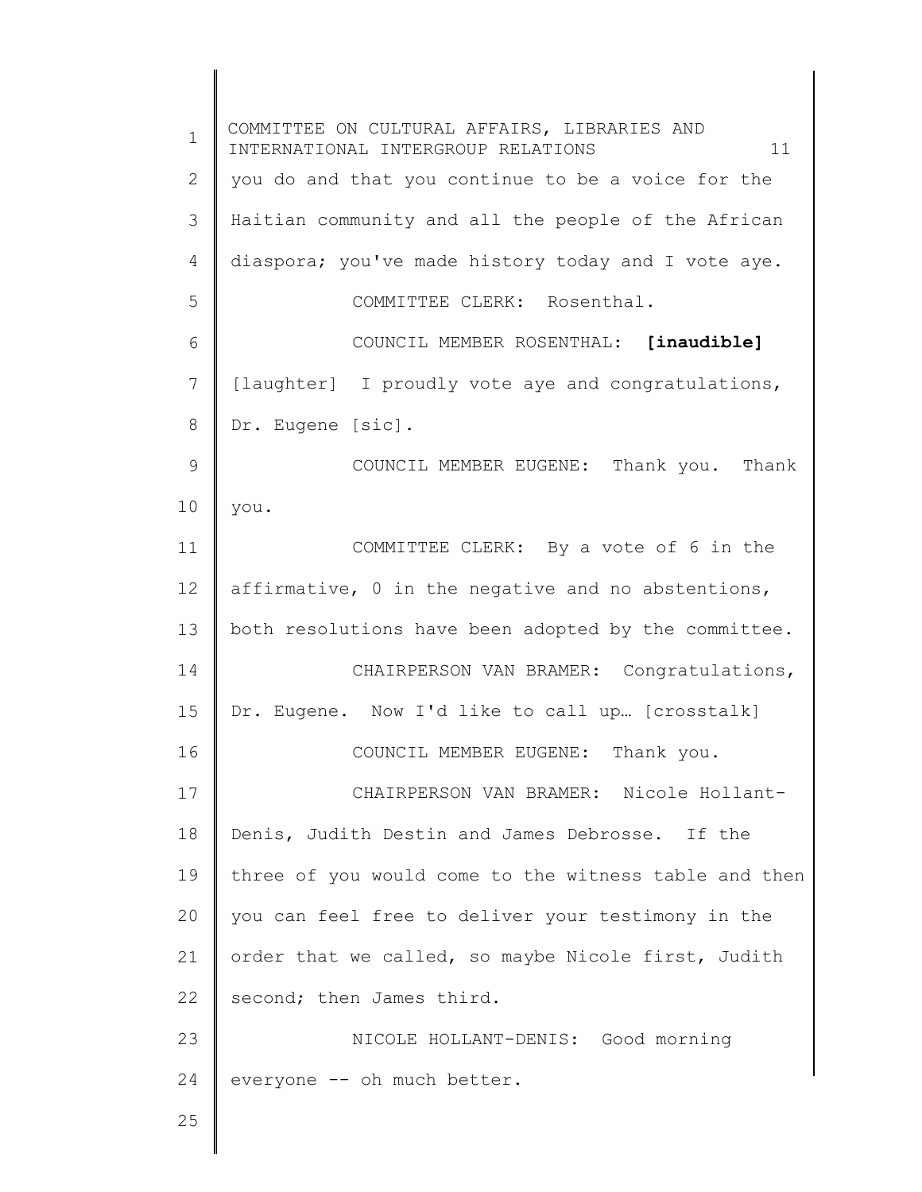you do and that you continue to be a voice for the Haitian community and all the people of the African diaspora; you've made history today and I vote aye.

COMMITTEE CLERK: Rosenthal.

COUNCIL MEMBER ROSENTHAL: **[inaudible]** [laughter] I proudly vote aye and congratulations, Dr. Eugene [sic].

COUNCIL MEMBER EUGENE: Thank you. Thank you.

COMMITTEE CLERK: By a vote of 6 in the affirmative, 0 in the negative and no abstentions, both resolutions have been adopted by the committee.

CHAIRPERSON VAN BRAMER: Congratulations, Dr. Eugene. Now I'd like to call up… [crosstalk]

COUNCIL MEMBER EUGENE: Thank you.

CHAIRPERSON VAN BRAMER: Nicole Hollant-Denis, Judith Destin and James Debrosse. If the three of you would come to the witness table and then you can feel free to deliver your testimony in the order that we called, so maybe Nicole first, Judith second; then James third.

NICOLE HOLLANT-DENIS: Good morning everyone -- oh much better.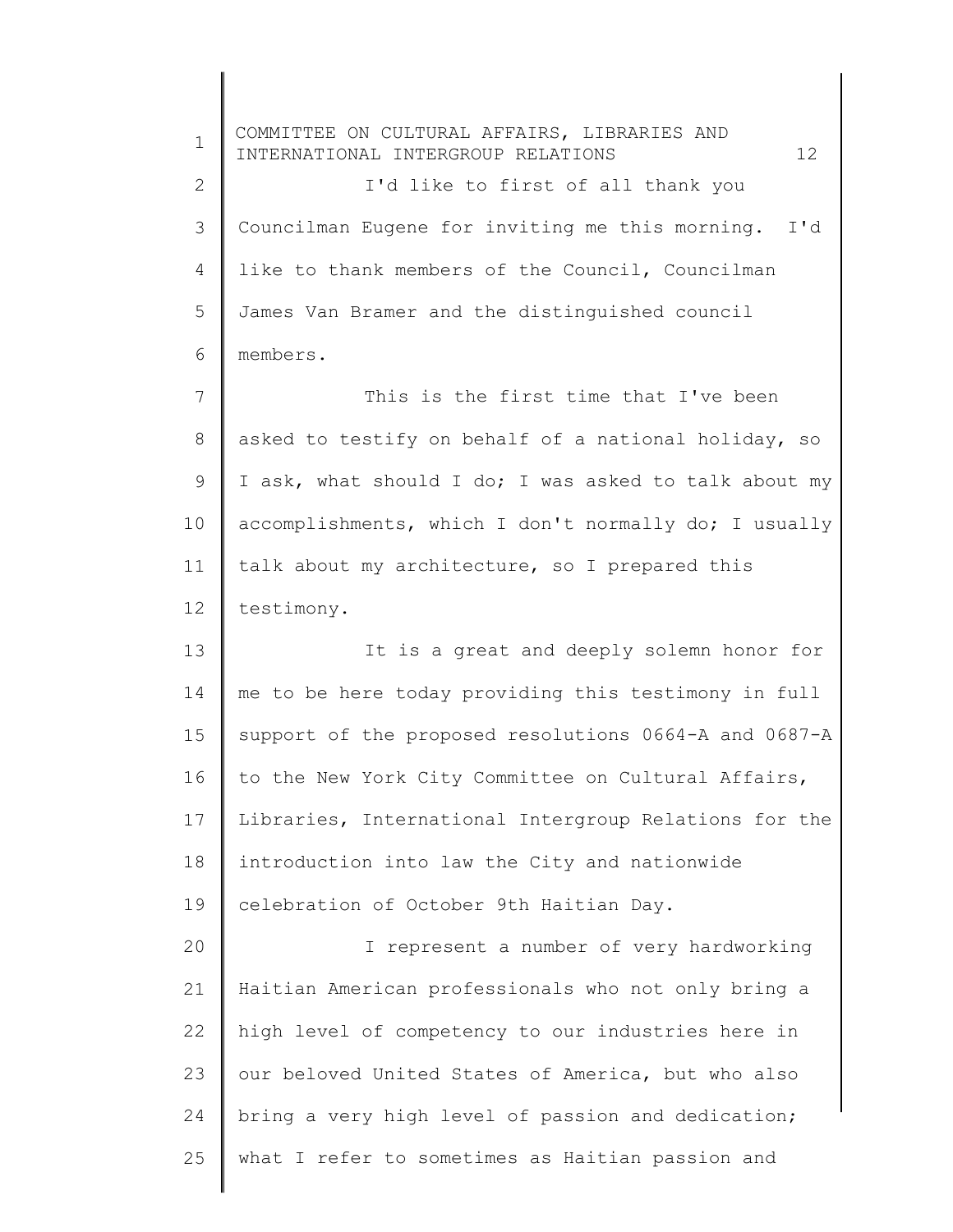I'd like to first of all thank you Councilman Eugene for inviting me this morning. I'd like to thank members of the Council, Councilman James Van Bramer and the distinguished council members.

This is the first time that I've been asked to testify on behalf of a national holiday, so I ask, what should I do; I was asked to talk about my accomplishments, which I don't normally do; I usually talk about my architecture, so I prepared this testimony.

It is a great and deeply solemn honor for me to be here today providing this testimony in full support of the proposed resolutions 0664-A and 0687-A to the New York City Committee on Cultural Affairs, Libraries, International Intergroup Relations for the introduction into law the City and nationwide celebration of October 9th Haitian Day.

I represent a number of very hardworking Haitian American professionals who not only bring a high level of competency to our industries here in our beloved United States of America, but who also bring a very high level of passion and dedication; what I refer to sometimes as Haitian passion and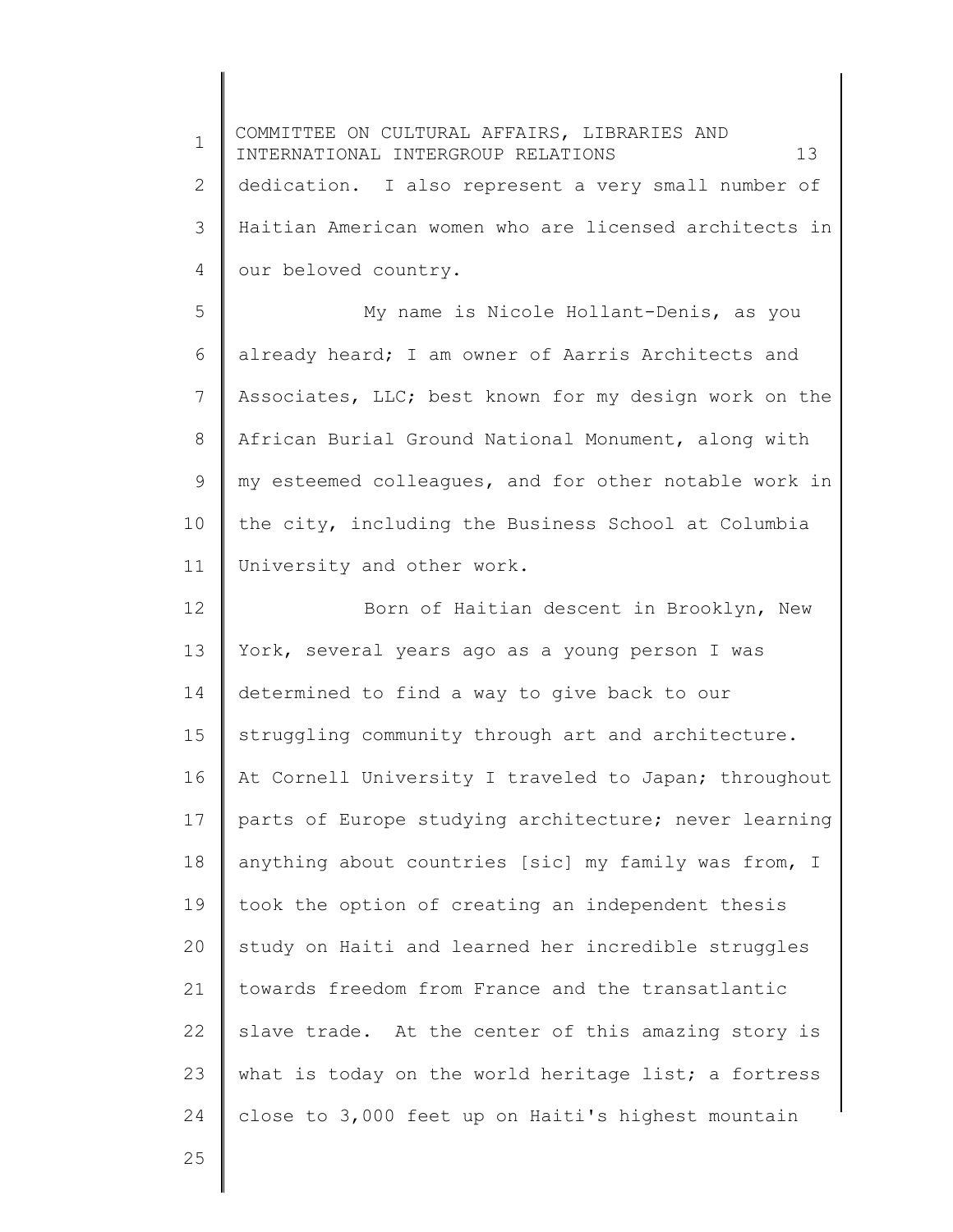dedication. I also represent a very small number of Haitian American women who are licensed architects in our beloved country.

My name is Nicole Hollant-Denis, as you already heard; I am owner of Aarris Architects and Associates, LLC; best known for my design work on the African Burial Ground National Monument, along with my esteemed colleagues, and for other notable work in the city, including the Business School at Columbia University and other work.

Born of Haitian descent in Brooklyn, New York, several years ago as a young person I was determined to find a way to give back to our struggling community through art and architecture. At Cornell University I traveled to Japan; throughout parts of Europe studying architecture; never learning anything about countries [sic] my family was from, I took the option of creating an independent thesis study on Haiti and learned her incredible struggles towards freedom from France and the transatlantic slave trade. At the center of this amazing story is what is today on the world heritage list; a fortress close to 3,000 feet up on Haiti's highest mountain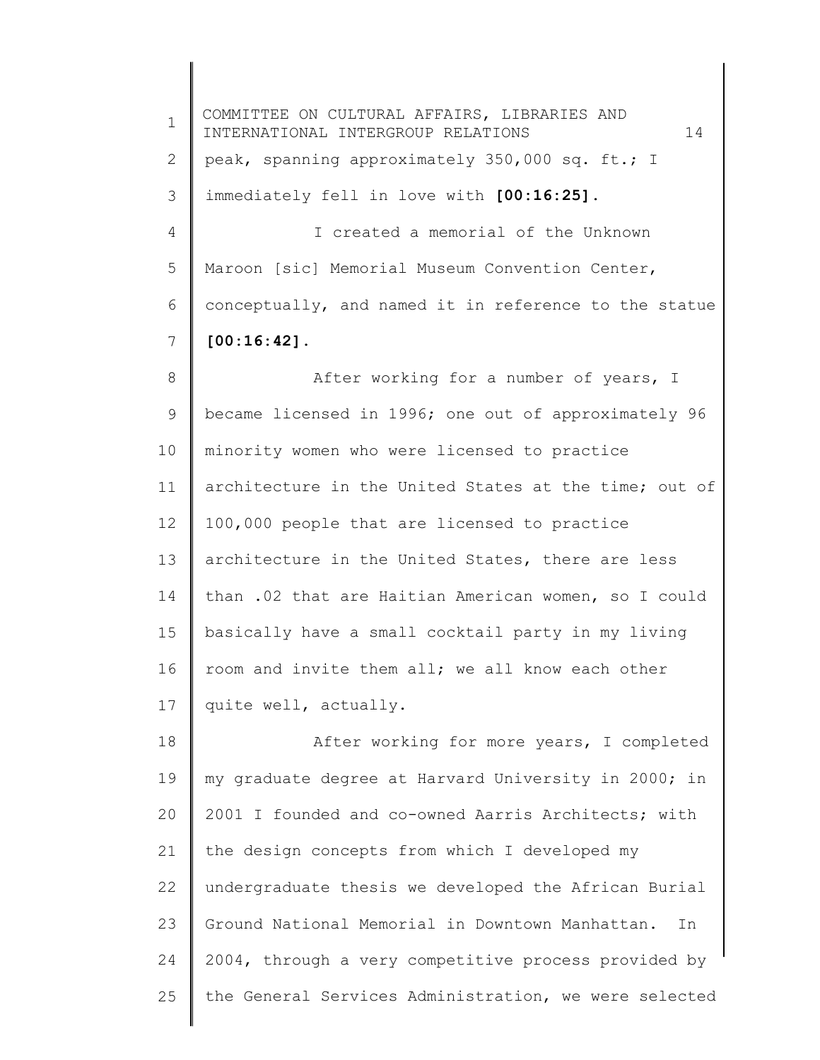peak, spanning approximately 350,000 sq. ft.; I immediately fell in love with **[00:16:25]**.

I created a memorial of the Unknown Maroon [sic] Memorial Museum Convention Center, conceptually, and named it in reference to the statue **[00:16:42]**.

After working for a number of years, I became licensed in 1996; one out of approximately 96 minority women who were licensed to practice architecture in the United States at the time; out of 100,000 people that are licensed to practice architecture in the United States, there are less than .02 that are Haitian American women, so I could basically have a small cocktail party in my living room and invite them all; we all know each other quite well, actually.

After working for more years, I completed my graduate degree at Harvard University in 2000; in 2001 I founded and co-owned Aarris Architects; with the design concepts from which I developed my undergraduate thesis we developed the African Burial Ground National Memorial in Downtown Manhattan. In 2004, through a very competitive process provided by the General Services Administration, we were selected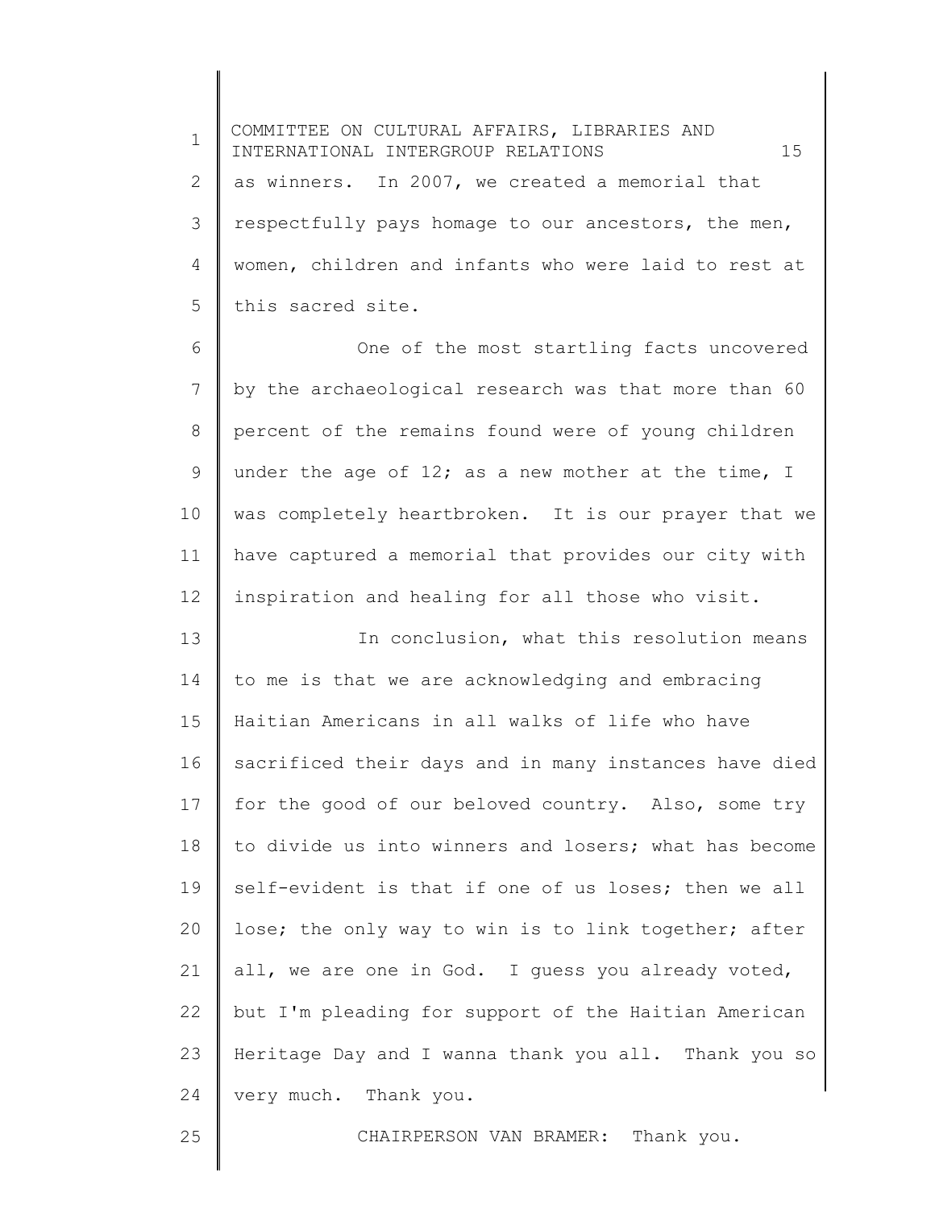as winners. In 2007, we created a memorial that respectfully pays homage to our ancestors, the men, women, children and infants who were laid to rest at this sacred site.

One of the most startling facts uncovered by the archaeological research was that more than 60 percent of the remains found were of young children under the age of 12; as a new mother at the time, I was completely heartbroken. It is our prayer that we have captured a memorial that provides our city with inspiration and healing for all those who visit.

In conclusion, what this resolution means to me is that we are acknowledging and embracing Haitian Americans in all walks of life who have sacrificed their days and in many instances have died for the good of our beloved country. Also, some try to divide us into winners and losers; what has become self-evident is that if one of us loses; then we all lose; the only way to win is to link together; after all, we are one in God. I guess you already voted, but I'm pleading for support of the Haitian American Heritage Day and I wanna thank you all. Thank you so very much. Thank you.

CHAIRPERSON VAN BRAMER: Thank you.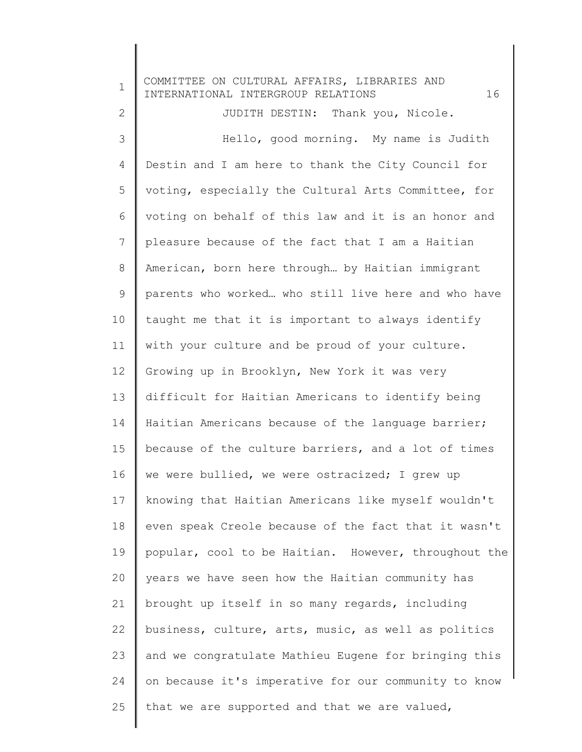JUDITH DESTIN: Thank you, Nicole.

Hello, good morning. My name is Judith Destin and I am here to thank the City Council for voting, especially the Cultural Arts Committee, for voting on behalf of this law and it is an honor and pleasure because of the fact that I am a Haitian American, born here through… by Haitian immigrant parents who worked… who still live here and who have taught me that it is important to always identify with your culture and be proud of your culture. Growing up in Brooklyn, New York it was very difficult for Haitian Americans to identify being Haitian Americans because of the language barrier; because of the culture barriers, and a lot of times we were bullied, we were ostracized; I grew up knowing that Haitian Americans like myself wouldn't even speak Creole because of the fact that it wasn't popular, cool to be Haitian. However, throughout the years we have seen how the Haitian community has brought up itself in so many regards, including business, culture, arts, music, as well as politics and we congratulate Mathieu Eugene for bringing this on because it's imperative for our community to know that we are supported and that we are valued,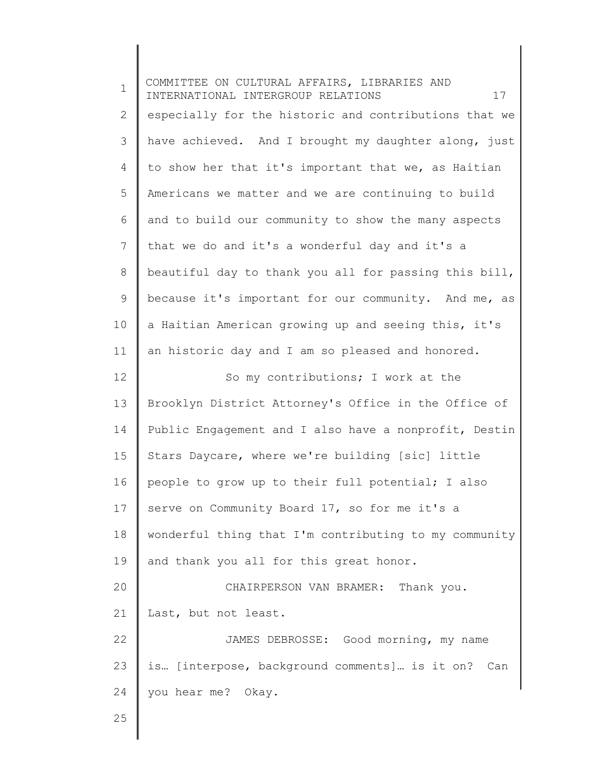especially for the historic and contributions that we have achieved. And I brought my daughter along, just to show her that it's important that we, as Haitian Americans we matter and we are continuing to build and to build our community to show the many aspects that we do and it's a wonderful day and it's a beautiful day to thank you all for passing this bill, because it's important for our community. And me, as a Haitian American growing up and seeing this, it's an historic day and I am so pleased and honored.

So my contributions; I work at the Brooklyn District Attorney's Office in the Office of Public Engagement and I also have a nonprofit, Destin Stars Daycare, where we're building [sic] little people to grow up to their full potential; I also serve on Community Board 17, so for me it's a wonderful thing that I'm contributing to my community and thank you all for this great honor.

CHAIRPERSON VAN BRAMER: Thank you. Last, but not least.

JAMES DEBROSSE: Good morning, my name is… [interpose, background comments]… is it on? Can you hear me? Okay.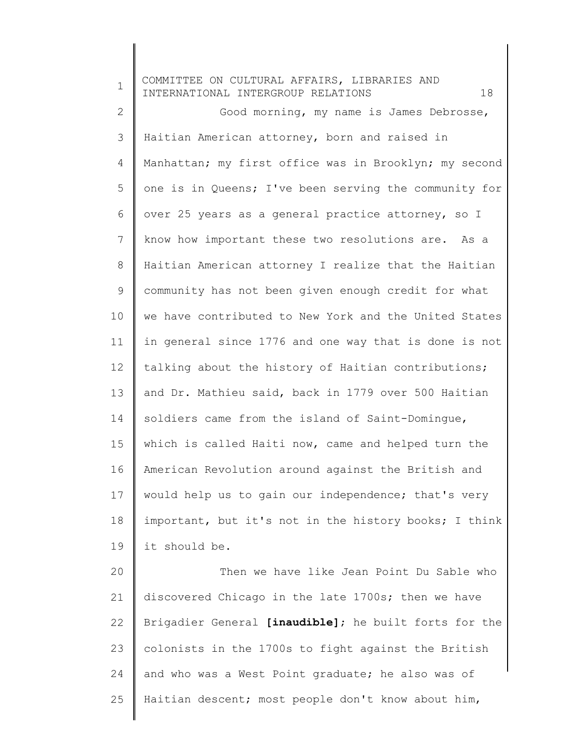Good morning, my name is James Debrosse, Haitian American attorney, born and raised in Manhattan; my first office was in Brooklyn; my second one is in Queens; I've been serving the community for over 25 years as a general practice attorney, so I know how important these two resolutions are. As a Haitian American attorney I realize that the Haitian community has not been given enough credit for what we have contributed to New York and the United States in general since 1776 and one way that is done is not talking about the history of Haitian contributions; and Dr. Mathieu said, back in 1779 over 500 Haitian soldiers came from the island of Saint-Domingue, which is called Haiti now, came and helped turn the American Revolution around against the British and would help us to gain our independence; that's very important, but it's not in the history books; I think it should be.

Then we have like Jean Point Du Sable who discovered Chicago in the late 1700s; then we have Brigadier General **[inaudible]**; he built forts for the colonists in the 1700s to fight against the British and who was a West Point graduate; he also was of Haitian descent; most people don't know about him,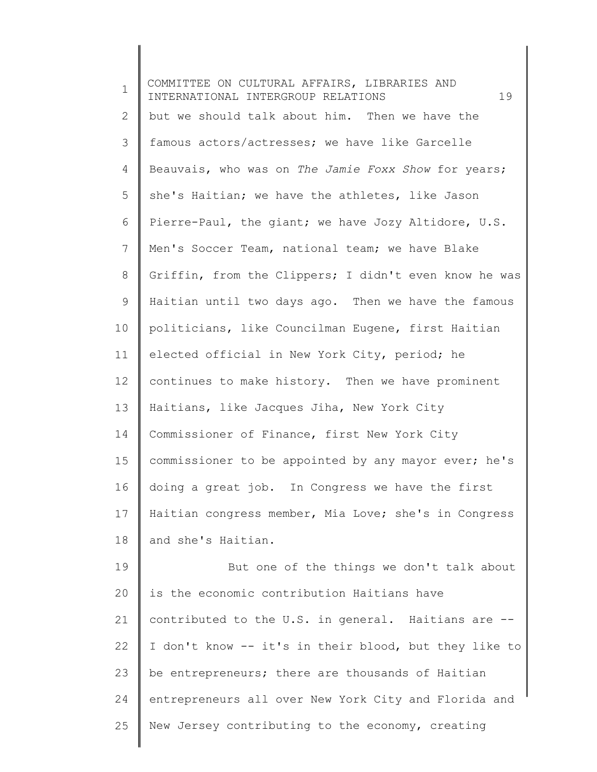but we should talk about him. Then we have the famous actors/actresses; we have like Garcelle Beauvais, who was on *The Jamie Foxx Show* for years; she's Haitian; we have the athletes, like Jason Pierre-Paul, the giant; we have Jozy Altidore, U.S. Men's Soccer Team, national team; we have Blake Griffin, from the Clippers; I didn't even know he was Haitian until two days ago. Then we have the famous politicians, like Councilman Eugene, first Haitian elected official in New York City, period; he continues to make history. Then we have prominent Haitians, like Jacques Jiha, New York City Commissioner of Finance, first New York City commissioner to be appointed by any mayor ever; he's doing a great job. In Congress we have the first Haitian congress member, Mia Love; she's in Congress and she's Haitian.

But one of the things we don't talk about is the economic contribution Haitians have contributed to the U.S. in general. Haitians are -- I don't know -- it's in their blood, but they like to be entrepreneurs; there are thousands of Haitian entrepreneurs all over New York City and Florida and New Jersey contributing to the economy, creating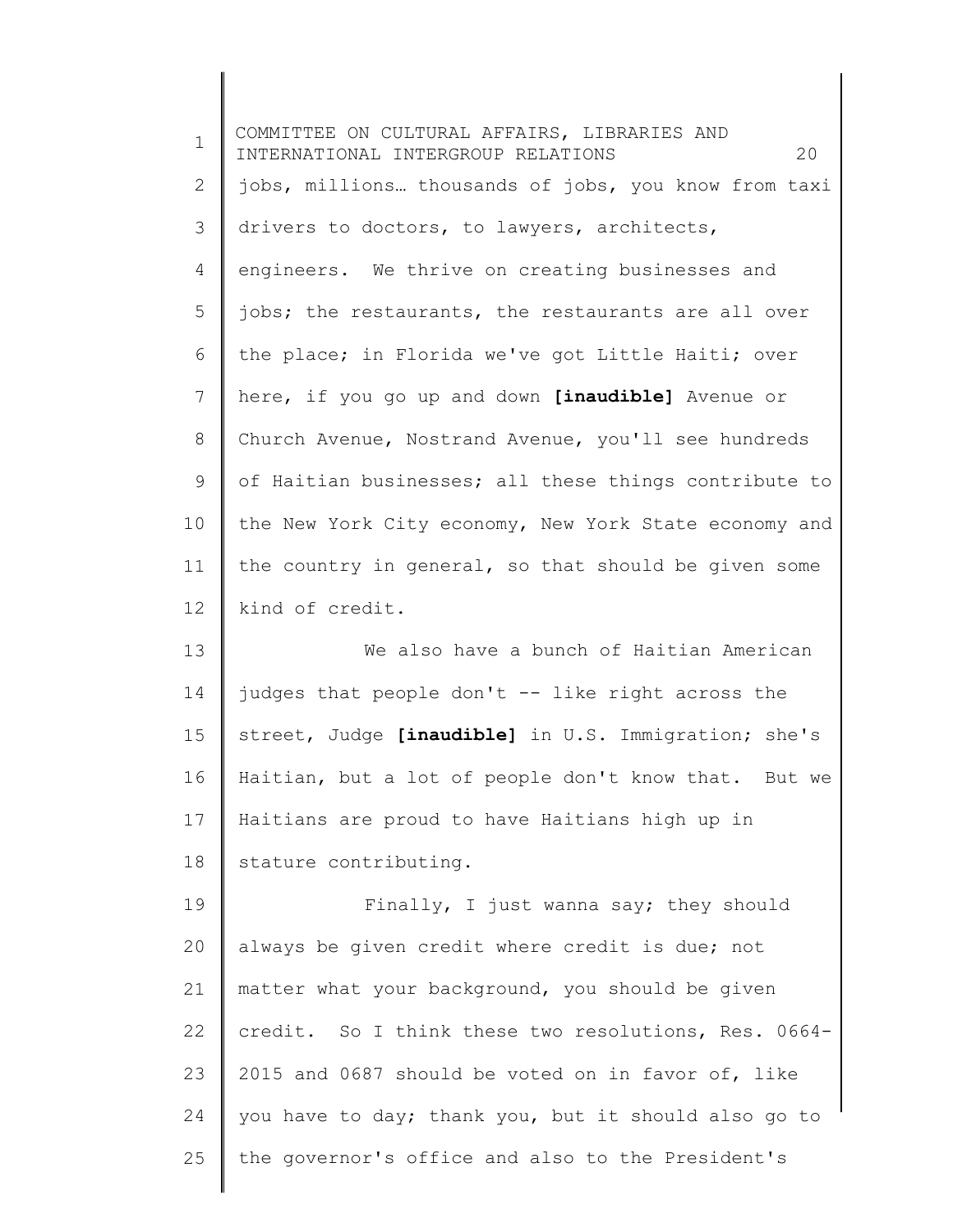jobs, millions… thousands of jobs, you know from taxi drivers to doctors, to lawyers, architects, engineers. We thrive on creating businesses and jobs; the restaurants, the restaurants are all over the place; in Florida we've got Little Haiti; over here, if you go up and down **[inaudible]** Avenue or Church Avenue, Nostrand Avenue, you'll see hundreds of Haitian businesses; all these things contribute to the New York City economy, New York State economy and the country in general, so that should be given some kind of credit.

We also have a bunch of Haitian American judges that people don't -- like right across the street, Judge **[inaudible]** in U.S. Immigration; she's Haitian, but a lot of people don't know that. But we Haitians are proud to have Haitians high up in stature contributing.

Finally, I just wanna say; they should always be given credit where credit is due; not matter what your background, you should be given credit. So I think these two resolutions, Res. 0664-2015 and 0687 should be voted on in favor of, like you have to day; thank you, but it should also go to the governor's office and also to the President's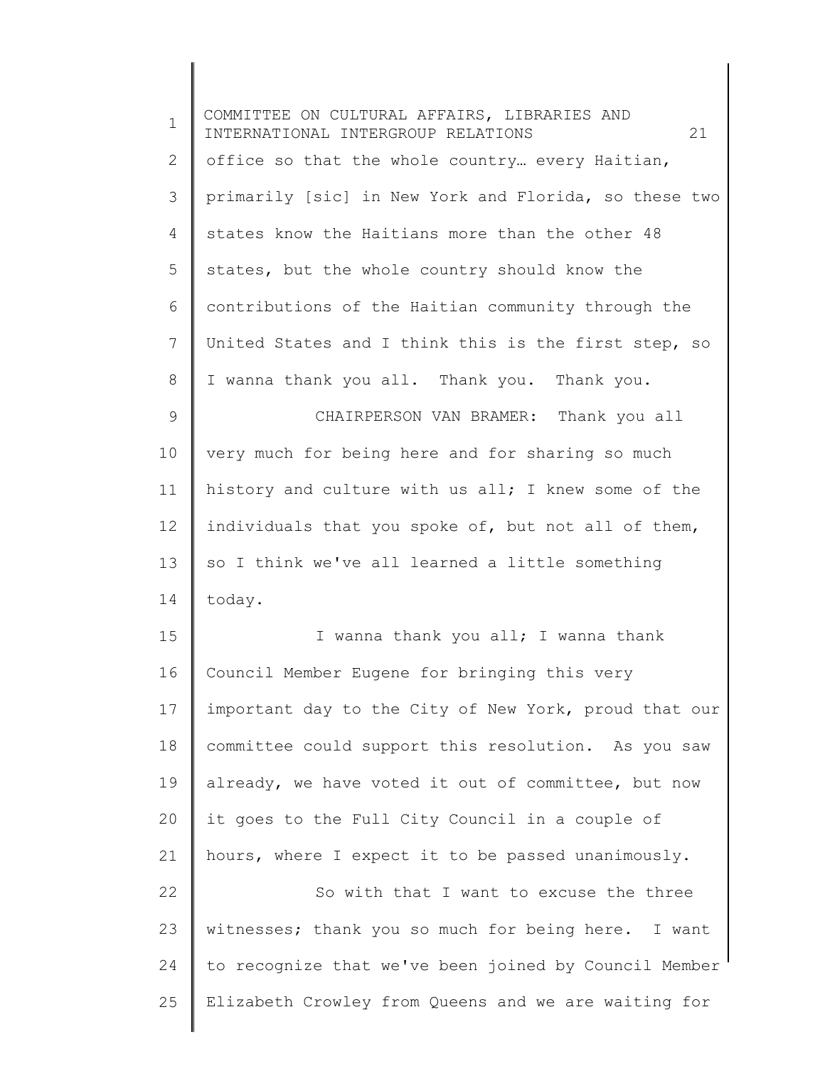office so that the whole country… every Haitian, primarily [sic] in New York and Florida, so these two states know the Haitians more than the other 48 states, but the whole country should know the contributions of the Haitian community through the United States and I think this is the first step, so I wanna thank you all. Thank you. Thank you.

CHAIRPERSON VAN BRAMER: Thank you all very much for being here and for sharing so much history and culture with us all; I knew some of the individuals that you spoke of, but not all of them, so I think we've all learned a little something today.

I wanna thank you all; I wanna thank Council Member Eugene for bringing this very important day to the City of New York, proud that our committee could support this resolution. As you saw already, we have voted it out of committee, but now it goes to the Full City Council in a couple of hours, where I expect it to be passed unanimously.

So with that I want to excuse the three witnesses; thank you so much for being here. I want to recognize that we've been joined by Council Member Elizabeth Crowley from Queens and we are waiting for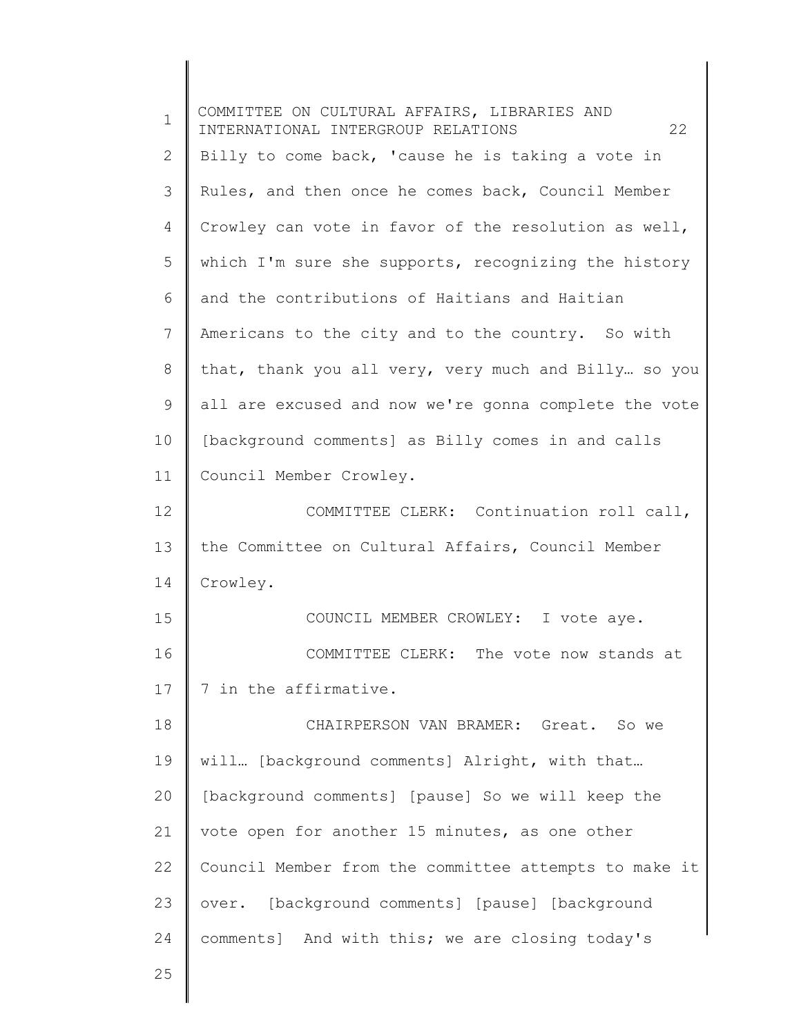Billy to come back, 'cause he is taking a vote in Rules, and then once he comes back, Council Member Crowley can vote in favor of the resolution as well, which I'm sure she supports, recognizing the history and the contributions of Haitians and Haitian Americans to the city and to the country. So with that, thank you all very, very much and Billy… so you all are excused and now we're gonna complete the vote [background comments] as Billy comes in and calls Council Member Crowley.

COMMITTEE CLERK: Continuation roll call, the Committee on Cultural Affairs, Council Member Crowley.

COUNCIL MEMBER CROWLEY: I vote aye.

COMMITTEE CLERK: The vote now stands at 7 in the affirmative.

CHAIRPERSON VAN BRAMER: Great. So we will… [background comments] Alright, with that… [background comments] [pause] So we will keep the vote open for another 15 minutes, as one other Council Member from the committee attempts to make it over. [background comments] [pause] [background comments] And with this; we are closing today's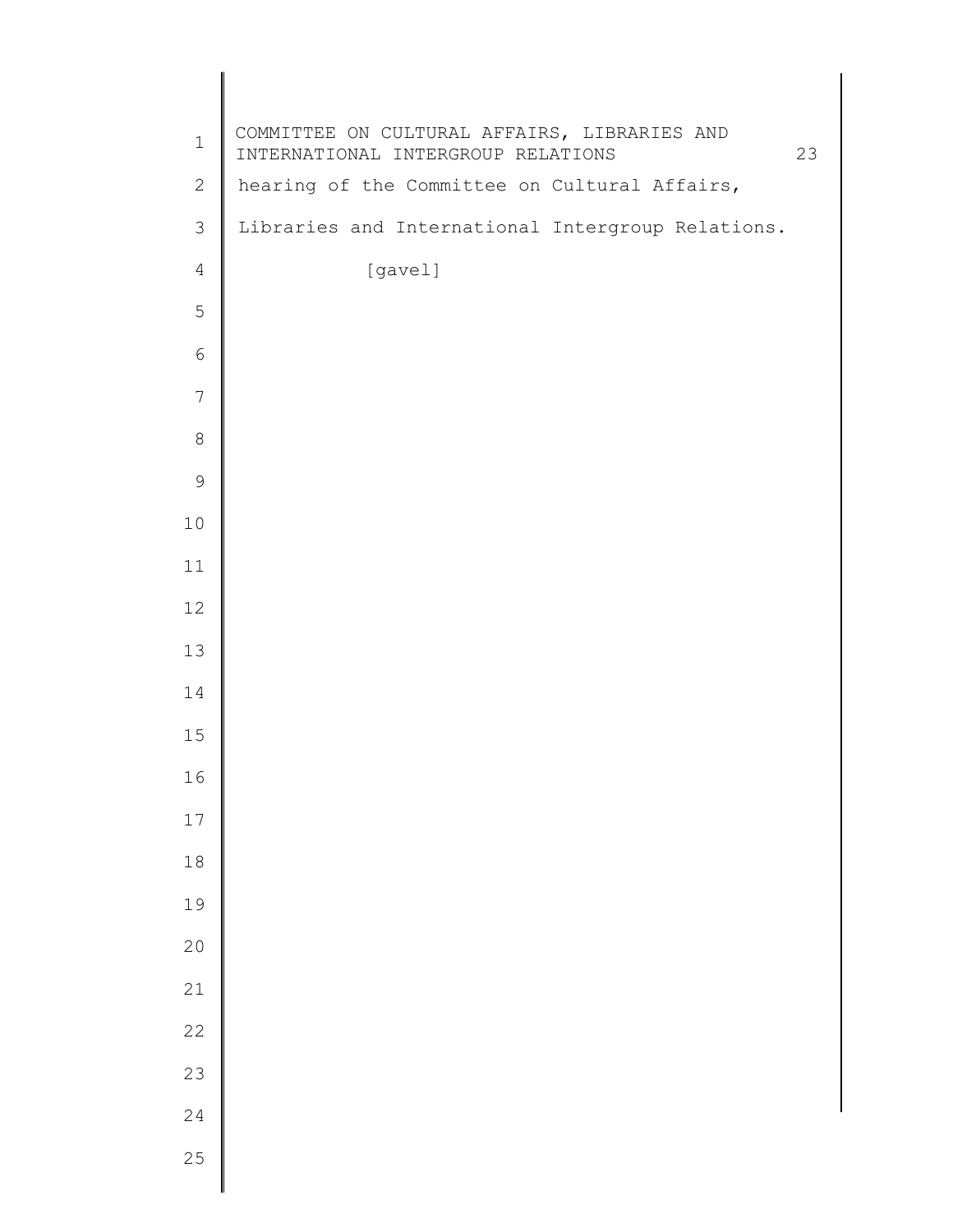hearing of the Committee on Cultural Affairs,

Libraries and International Intergroup Relations.

[gavel]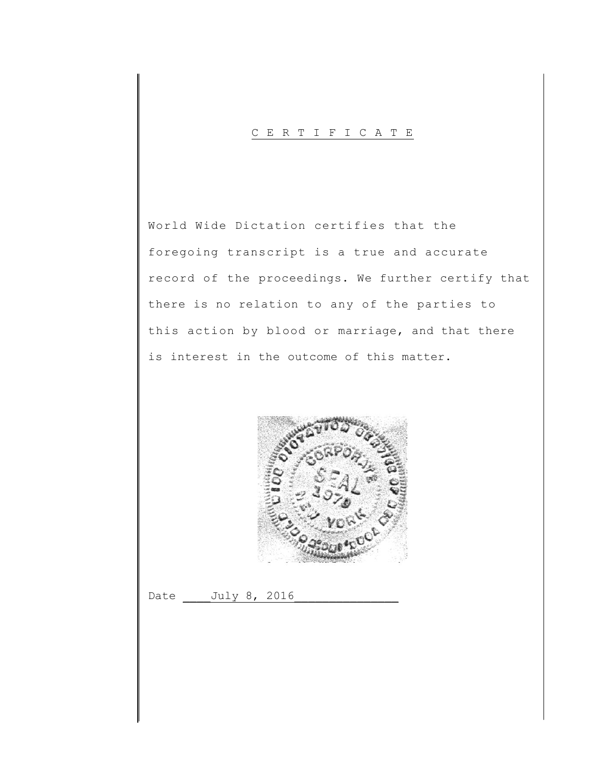# C E R T I F I C A T E

World Wide Dictation certifies that the foregoing transcript is a true and accurate record of the proceedings. We further certify that there is no relation to any of the parties to this action by blood or marriage, and that there is interest in the outcome of this matter.

Date ____July 8, 2016______________